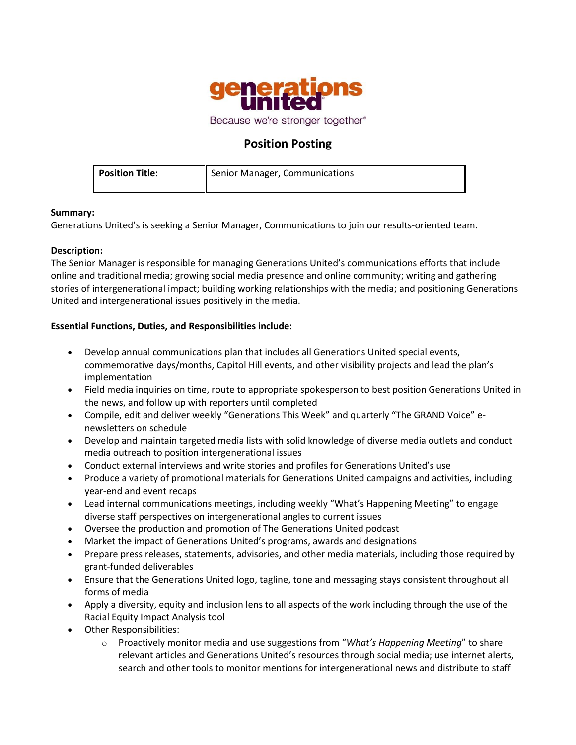generations united

Because we're stronger together®

# Position Posting

| **Position Title:** | Senior Manager, Communications |
| --- | --- |

**Summary:**
Generations United's is seeking a Senior Manager, Communications to join our results-oriented team.

**Description:**
The Senior Manager is responsible for managing Generations United's communications efforts that include online and traditional media; growing social media presence and online community; writing and gathering stories of intergenerational impact; building working relationships with the media; and positioning Generations United and intergenerational issues positively in the media.

**Essential Functions, Duties, and Responsibilities include:**

- Develop annual communications plan that includes all Generations United special events, commemorative days/months, Capitol Hill events, and other visibility projects and lead the plan's implementation
- Field media inquiries on time, route to appropriate spokesperson to best position Generations United in the news, and follow up with reporters until completed
- Compile, edit and deliver weekly "Generations This Week" and quarterly "The GRAND Voice" e-newsletters on schedule
- Develop and maintain targeted media lists with solid knowledge of diverse media outlets and conduct media outreach to position intergenerational issues
- Conduct external interviews and write stories and profiles for Generations United's use
- Produce a variety of promotional materials for Generations United campaigns and activities, including year-end and event recaps
- Lead internal communications meetings, including weekly "What's Happening Meeting" to engage diverse staff perspectives on intergenerational angles to current issues
- Oversee the production and promotion of The Generations United podcast
- Market the impact of Generations United's programs, awards and designations
- Prepare press releases, statements, advisories, and other media materials, including those required by grant-funded deliverables
- Ensure that the Generations United logo, tagline, tone and messaging stays consistent throughout all forms of media
- Apply a diversity, equity and inclusion lens to all aspects of the work including through the use of the Racial Equity Impact Analysis tool
- Other Responsibilities:
  - Proactively monitor media and use suggestions from "*What's Happening Meeting*" to share relevant articles and Generations United's resources through social media; use internet alerts, search and other tools to monitor mentions for intergenerational news and distribute to staff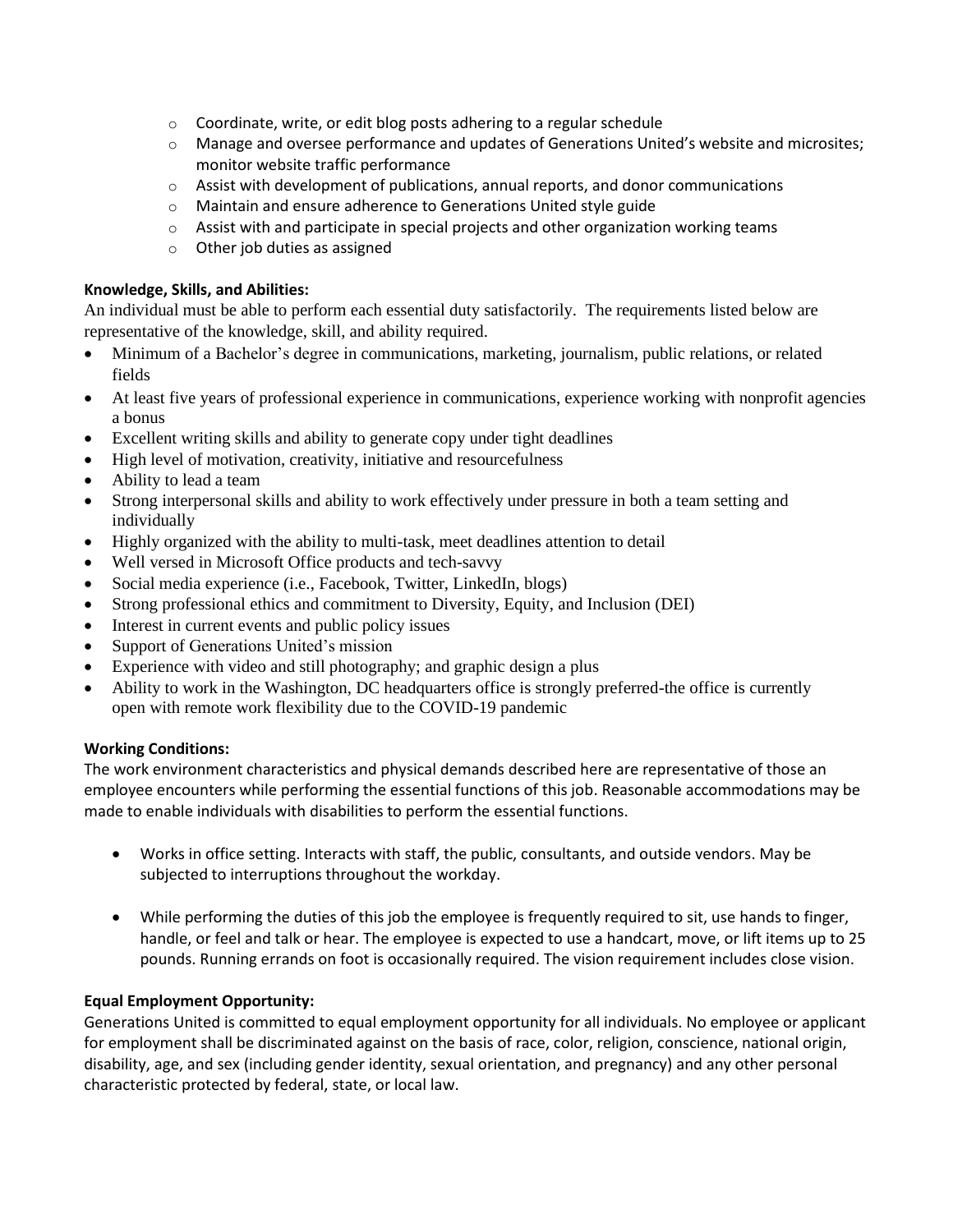- Coordinate, write, or edit blog posts adhering to a regular schedule
- Manage and oversee performance and updates of Generations United's website and microsites; monitor website traffic performance
- Assist with development of publications, annual reports, and donor communications
- Maintain and ensure adherence to Generations United style guide
- Assist with and participate in special projects and other organization working teams
- Other job duties as assigned

**Knowledge, Skills, and Abilities:**

An individual must be able to perform each essential duty satisfactorily. The requirements listed below are representative of the knowledge, skill, and ability required.

- Minimum of a Bachelor's degree in communications, marketing, journalism, public relations, or related fields
- At least five years of professional experience in communications, experience working with nonprofit agencies a bonus
- Excellent writing skills and ability to generate copy under tight deadlines
- High level of motivation, creativity, initiative and resourcefulness
- Ability to lead a team
- Strong interpersonal skills and ability to work effectively under pressure in both a team setting and individually
- Highly organized with the ability to multi-task, meet deadlines attention to detail
- Well versed in Microsoft Office products and tech-savvy
- Social media experience (i.e., Facebook, Twitter, LinkedIn, blogs)
- Strong professional ethics and commitment to Diversity, Equity, and Inclusion (DEI)
- Interest in current events and public policy issues
- Support of Generations United's mission
- Experience with video and still photography; and graphic design a plus
- Ability to work in the Washington, DC headquarters office is strongly preferred-the office is currently open with remote work flexibility due to the COVID-19 pandemic

**Working Conditions:**

The work environment characteristics and physical demands described here are representative of those an employee encounters while performing the essential functions of this job. Reasonable accommodations may be made to enable individuals with disabilities to perform the essential functions.

- Works in office setting. Interacts with staff, the public, consultants, and outside vendors. May be subjected to interruptions throughout the workday.
- While performing the duties of this job the employee is frequently required to sit, use hands to finger, handle, or feel and talk or hear. The employee is expected to use a handcart, move, or lift items up to 25 pounds. Running errands on foot is occasionally required. The vision requirement includes close vision.

**Equal Employment Opportunity:**

Generations United is committed to equal employment opportunity for all individuals. No employee or applicant for employment shall be discriminated against on the basis of race, color, religion, conscience, national origin, disability, age, and sex (including gender identity, sexual orientation, and pregnancy) and any other personal characteristic protected by federal, state, or local law.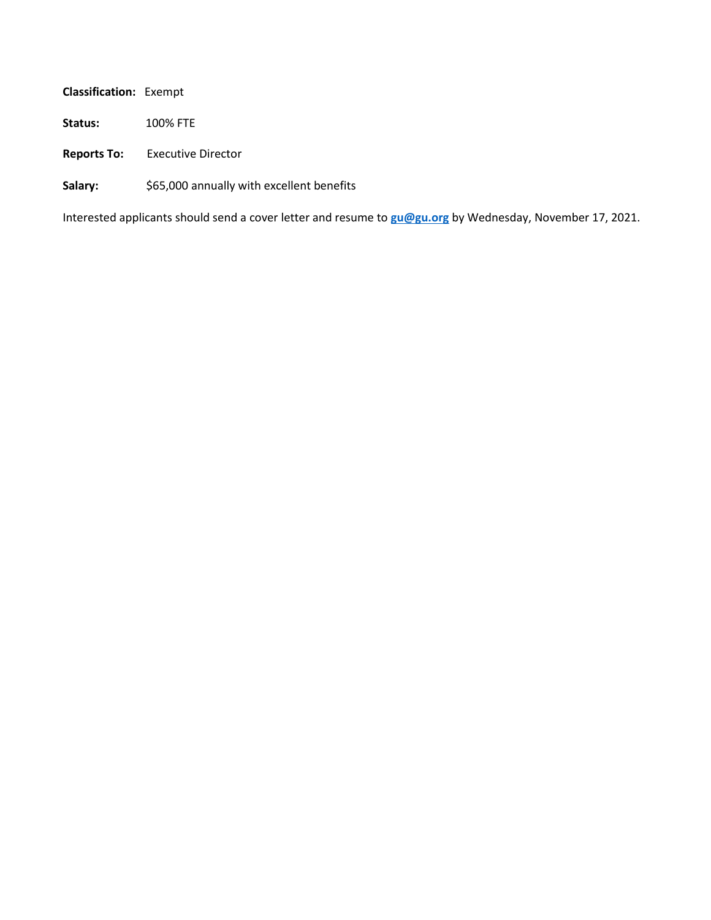**Classification:** Exempt

**Status:** 100% FTE

**Reports To:** Executive Director

**Salary:** $65,000 annually with excellent benefits

Interested applicants should send a cover letter and resume to **gu@gu.org** by Wednesday, November 17, 2021.